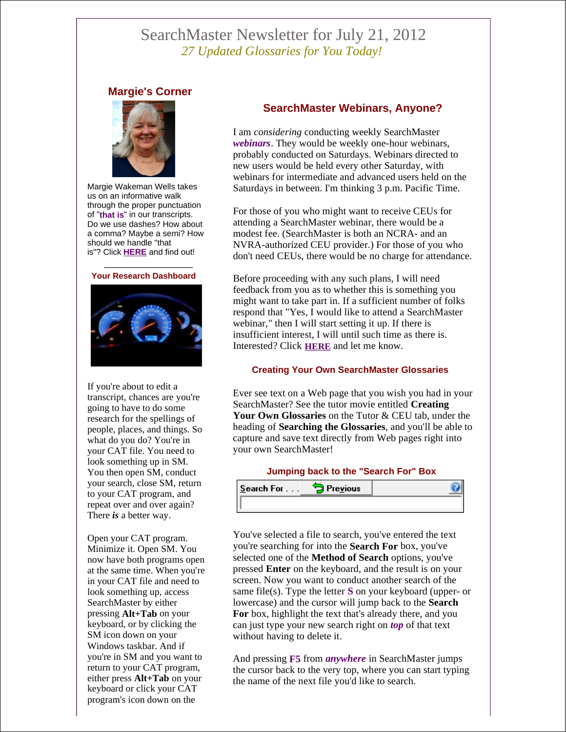# SearchMaster Newsletter for July 21, 2012

*27 Updated Glossaries for You Today!*

## Margie's Corner

Margie Wakeman Wells takes us on an informative walk through the proper punctuation of "**that is**" in our transcripts. Do we use dashes? How about a comma? Maybe a semi? How should we handle "that is"? Click **HERE** and find out!

### Your Research Dashboard

If you're about to edit a transcript, chances are you're going to have to do some research for the spellings of people, places, and things. So what do you do? You're in your CAT file. You need to look something up in SM. You then open SM, conduct your search, close SM, return to your CAT program, and repeat over and over again? There ***is*** a better way.

Open your CAT program. Minimize it. Open SM. You now have both programs open at the same time. When you're in your CAT file and need to look something up, access SearchMaster by either pressing **Alt+Tab** on your keyboard, or by clicking the SM icon down on your Windows taskbar. And if you're in SM and you want to return to your CAT program, either press **Alt+Tab** on your keyboard or click your CAT program's icon down on the

## SearchMaster Webinars, Anyone?

I am *considering* conducting weekly SearchMaster ***webinars***. They would be weekly one-hour webinars, probably conducted on Saturdays. Webinars directed to new users would be held every other Saturday, with webinars for intermediate and advanced users held on the Saturdays in between. I'm thinking 3 p.m. Pacific Time.

For those of you who might want to receive CEUs for attending a SearchMaster webinar, there would be a modest fee. (SearchMaster is both an NCRA- and an NVRA-authorized CEU provider.) For those of you who don't need CEUs, there would be no charge for attendance.

Before proceeding with any such plans, I will need feedback from you as to whether this is something you might want to take part in. If a sufficient number of folks respond that "Yes, I would like to attend a SearchMaster webinar," then I will start setting it up. If there is insufficient interest, I will until such time as there is. Interested? Click **HERE** and let me know.

### Creating Your Own SearchMaster Glossaries

Ever see text on a Web page that you wish you had in your SearchMaster? See the tutor movie entitled **Creating Your Own Glossaries** on the Tutor & CEU tab, under the heading of **Searching the Glossaries**, and you'll be able to capture and save text directly from Web pages right into your own SearchMaster!

### Jumping back to the "Search For" Box

You've selected a file to search, you've entered the text you're searching for into the **Search For** box, you've selected one of the **Method of Search** options, you've pressed **Enter** on the keyboard, and the result is on your screen. Now you want to conduct another search of the same file(s). Type the letter **S** on your keyboard (upper- or lowercase) and the cursor will jump back to the **Search For** box, highlight the text that's already there, and you can just type your new search right on ***top*** of that text without having to delete it.

And pressing **F5** from ***anywhere*** in SearchMaster jumps the cursor back to the very top, where you can start typing the name of the next file you'd like to search.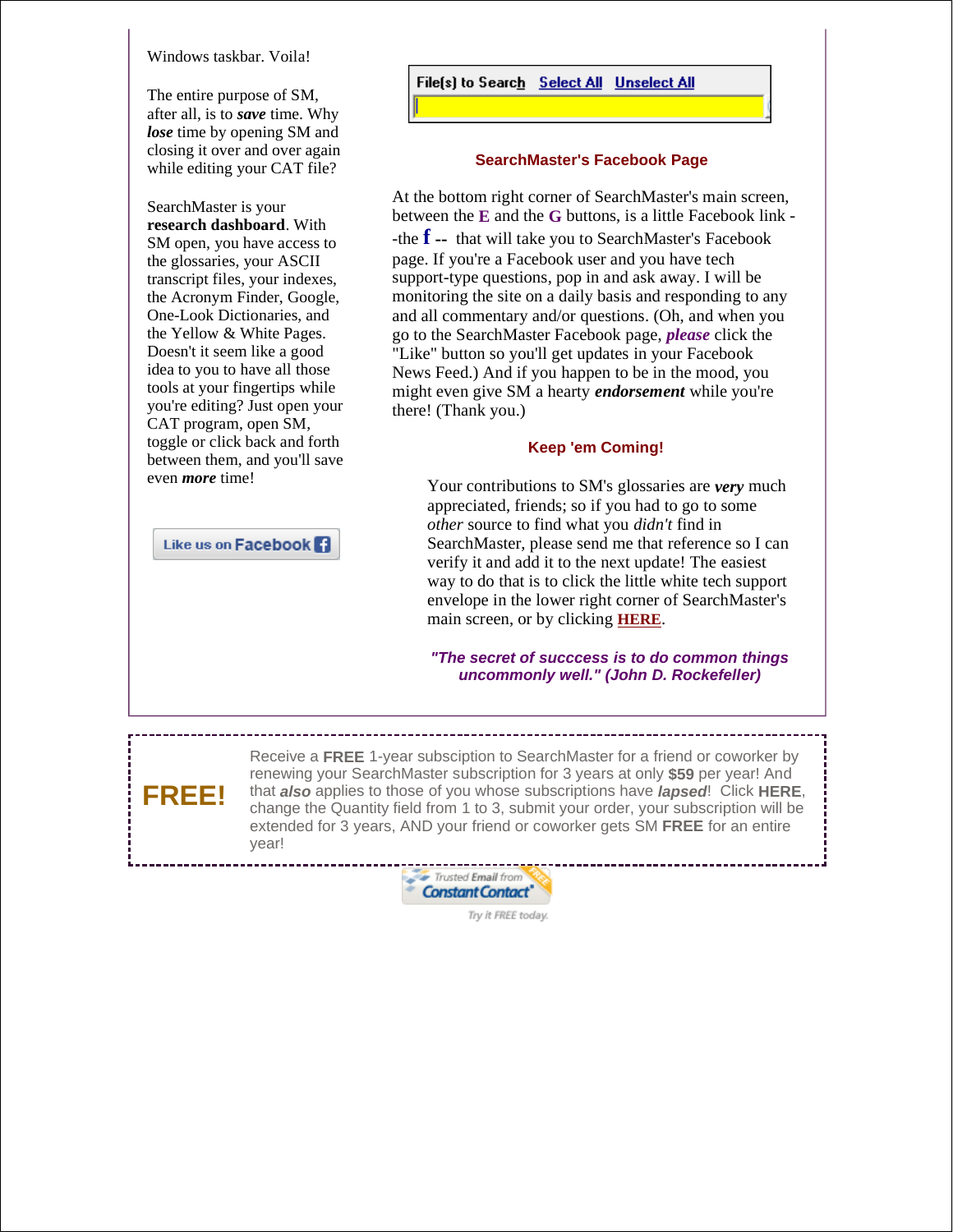Windows taskbar. Voila!

The entire purpose of SM, after all, is to ***save*** time. Why ***lose*** time by opening SM and closing it over and over again while editing your CAT file?

SearchMaster is your **research dashboard**. With SM open, you have access to the glossaries, your indexes, your ASCII transcript files, the Acronym Finder, Google, One-Look Dictionaries, and the Yellow & White Pages. Doesn't it seem like a good idea to you to have all those tools at your fingertips while you're editing? Just open your CAT program, open SM, toggle or click back and forth between them, and you'll save even ***more*** time!

Like us on Facebook

File(s) to Search Select All Unselect All

### SearchMaster's Facebook Page

At the bottom right corner of SearchMaster's main screen, between the **E** and the **G** buttons, is a little Facebook link --the **f --** that will take you to SearchMaster's Facebook page. If you're a Facebook user and you have tech support-type questions, pop in and ask away. I will be monitoring the site on a daily basis and responding to any and all commentary and/or questions. (Oh, and when you go to the SearchMaster Facebook page, ***please*** click the "Like" button so you'll get updates in your Facebook News Feed.) And if you happen to be in the mood, you might even give SM a hearty ***endorsement*** while you're there! (Thank you.)

### Keep 'em Coming!

Your contributions to SM's glossaries are ***very*** much appreciated, friends; so if you had to go to some *other* source to find what you *didn't* find in SearchMaster, please send me that reference so I can verify it and add it to the next update! The easiest way to do that is to click the little white tech support envelope in the lower right corner of SearchMaster's main screen, or by clicking **HERE**.

***"The secret of succcess is to do common things uncommonly well." (John D. Rockefeller)***

**FREE!**

Receive a **FREE** 1-year subscription to SearchMaster for a friend or coworker by renewing your SearchMaster subscription for 3 years at only **$59** per year! And that ***also*** applies to those of you whose subscriptions have ***lapsed***! Click **HERE**, change the Quantity field from 1 to 3, submit your order, your subscription will be extended for 3 years, AND your friend or coworker gets SM **FREE** for an entire year!

Trusted Email from Constant Contact
Try it FREE today.